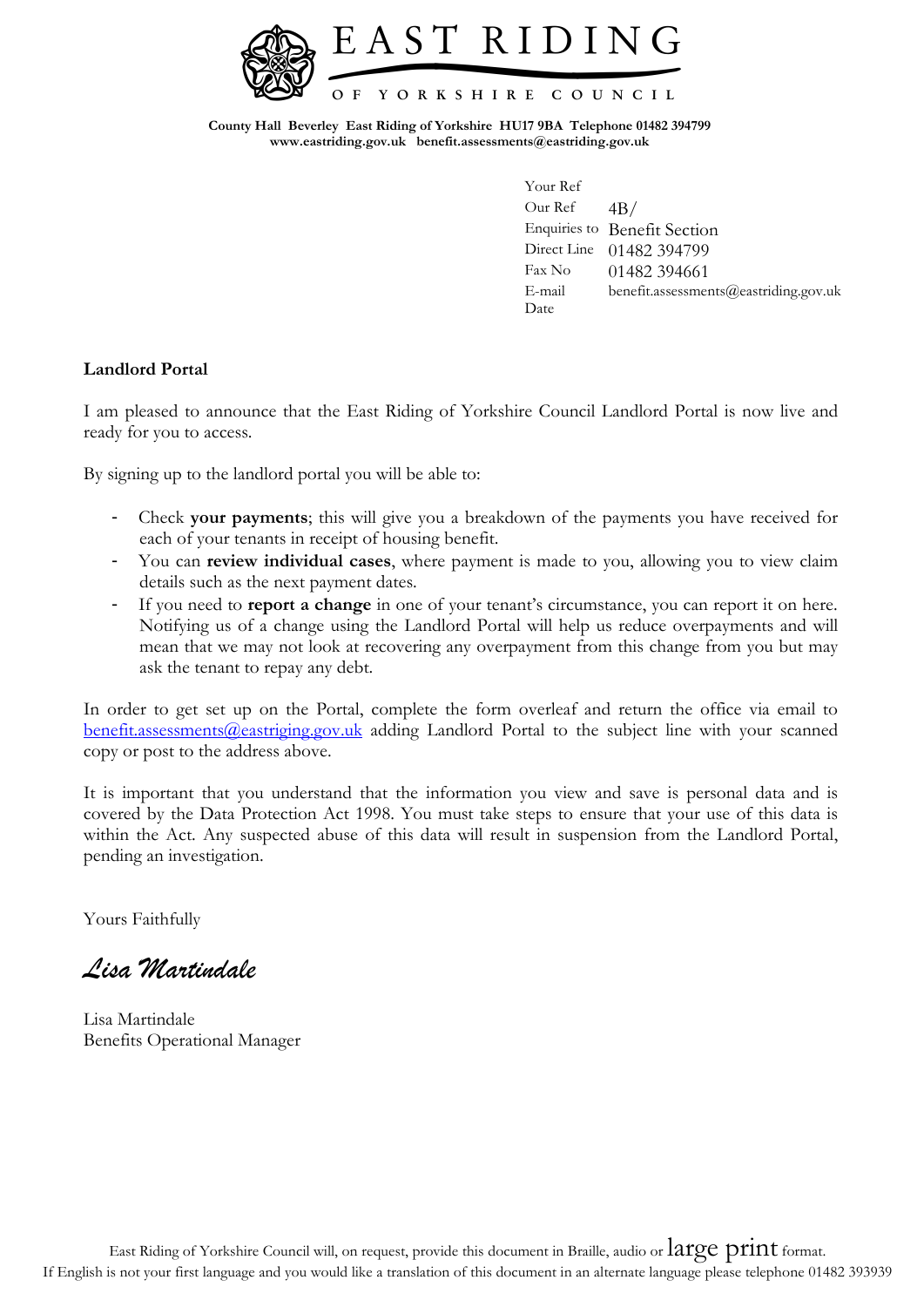# EAST RIDING

OF YORKSHIRE COUNCIL

**County Hall Beverley East Riding of Yorkshire HU17 9BA Telephone 01482 394799**
**www.eastriding.gov.uk benefit.assessments@eastriding.gov.uk**

| | |
|---|---|
| Your Ref | |
| Our Ref | 4B/ |
| Enquiries to | Benefit Section |
| Direct Line | 01482 394799 |
| Fax No | 01482 394661 |
| E-mail | benefit.assessments@eastriding.gov.uk |
| Date | |

**Landlord Portal**

I am pleased to announce that the East Riding of Yorkshire Council Landlord Portal is now live and ready for you to access.

By signing up to the landlord portal you will be able to:

- Check **your payments**; this will give you a breakdown of the payments you have received for each of your tenants in receipt of housing benefit.
- You can **review individual cases**, where payment is made to you, allowing you to view claim details such as the next payment dates.
- If you need to **report a change** in one of your tenant's circumstance, you can report it on here. Notifying us of a change using the Landlord Portal will help us reduce overpayments and will mean that we may not look at recovering any overpayment from this change from you but may ask the tenant to repay any debt.

In order to get set up on the Portal, complete the form overleaf and return the office via email to benefit.assessments@eastriging.gov.uk adding Landlord Portal to the subject line with your scanned copy or post to the address above.

It is important that you understand that the information you view and save is personal data and is covered by the Data Protection Act 1998. You must take steps to ensure that your use of this data is within the Act. Any suspected abuse of this data will result in suspension from the Landlord Portal, pending an investigation.

Yours Faithfully

*Lisa Martindale*

Lisa Martindale
Benefits Operational Manager

East Riding of Yorkshire Council will, on request, provide this document in Braille, audio or large print format.
If English is not your first language and you would like a translation of this document in an alternate language please telephone 01482 393939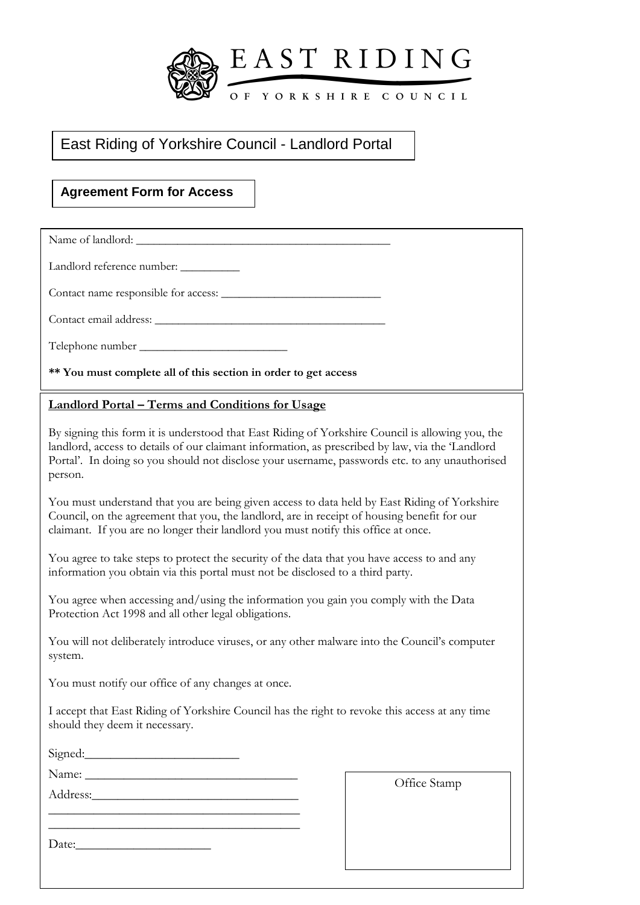EAST RIDING

OF YORKSHIRE COUNCIL

# East Riding of Yorkshire Council - Landlord Portal

## Agreement Form for Access

Name of landlord: ___________________________________________

Landlord reference number: __________

Contact name responsible for access: ___________________________

Contact email address: _______________________________________

Telephone number _________________________

**** You must complete all of this section in order to get access**

**Landlord Portal – Terms and Conditions for Usage**

By signing this form it is understood that East Riding of Yorkshire Council is allowing you, the landlord, access to details of our claimant information, as prescribed by law, via the 'Landlord Portal'. In doing so you should not disclose your username, passwords etc. to any unauthorised person.

You must understand that you are being given access to data held by East Riding of Yorkshire Council, on the agreement that you, the landlord, are in receipt of housing benefit for our claimant. If you are no longer their landlord you must notify this office at once.

You agree to take steps to protect the security of the data that you have access to and any information you obtain via this portal must not be disclosed to a third party.

You agree when accessing and/using the information you gain you comply with the Data Protection Act 1998 and all other legal obligations.

You will not deliberately introduce viruses, or any other malware into the Council's computer system.

You must notify our office of any changes at once.

I accept that East Riding of Yorkshire Council has the right to revoke this access at any time should they deem it necessary.

Signed:_________________________

Name: __________________________________

Address:________________________________

________________________________________

________________________________________

Date:_____________________

Office Stamp